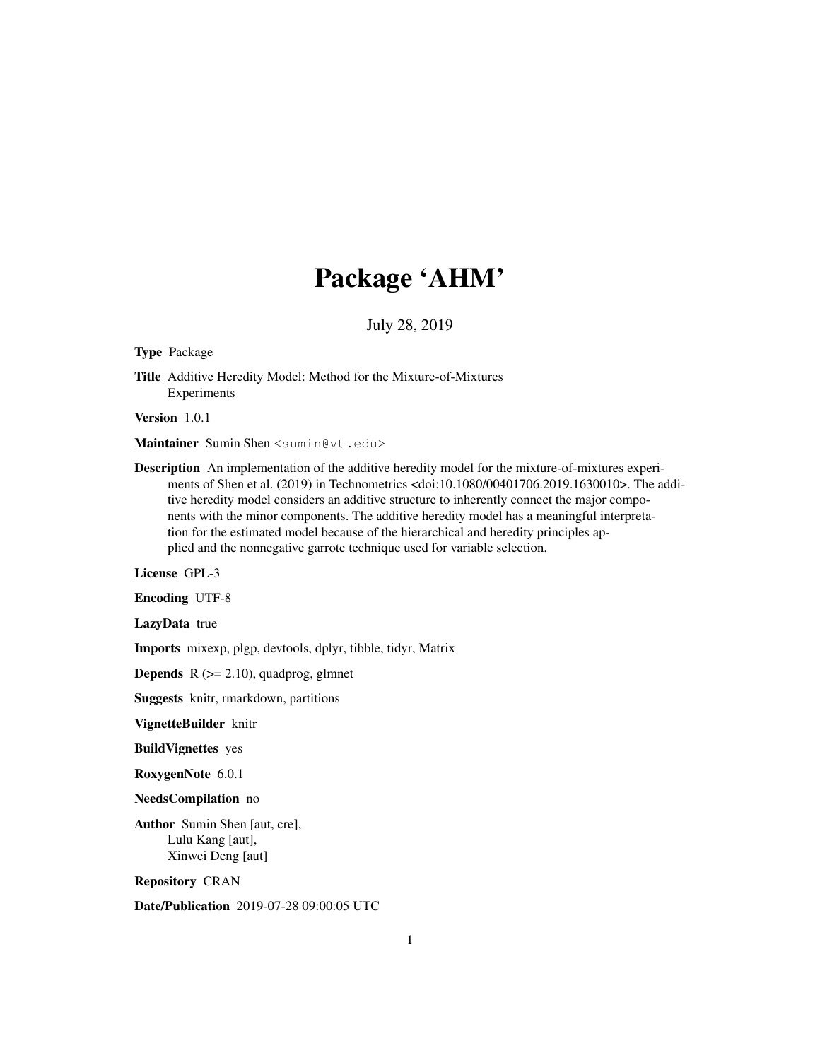# Package 'AHM'

July 28, 2019

**Type** Package

**Title** Additive Heredity Model: Method for the Mixture-of-Mixtures Experiments

**Version** 1.0.1

**Maintainer** Sumin Shen <sumin@vt.edu>

**Description** An implementation of the additive heredity model for the mixture-of-mixtures experiments of Shen et al. (2019) in Technometrics <doi:10.1080/00401706.2019.1630010>. The additive heredity model considers an additive structure to inherently connect the major components with the minor components. The additive heredity model has a meaningful interpretation for the estimated model because of the hierarchical and heredity principles applied and the nonnegative garrote technique used for variable selection.

**License** GPL-3

**Encoding** UTF-8

**LazyData** true

**Imports** mixexp, plgp, devtools, dplyr, tibble, tidyr, Matrix

**Depends** R (>= 2.10), quadprog, glmnet

**Suggests** knitr, rmarkdown, partitions

**VignetteBuilder** knitr

**BuildVignettes** yes

**RoxygenNote** 6.0.1

**NeedsCompilation** no

**Author** Sumin Shen [aut, cre],
Lulu Kang [aut],
Xinwei Deng [aut]

**Repository** CRAN

**Date/Publication** 2019-07-28 09:00:05 UTC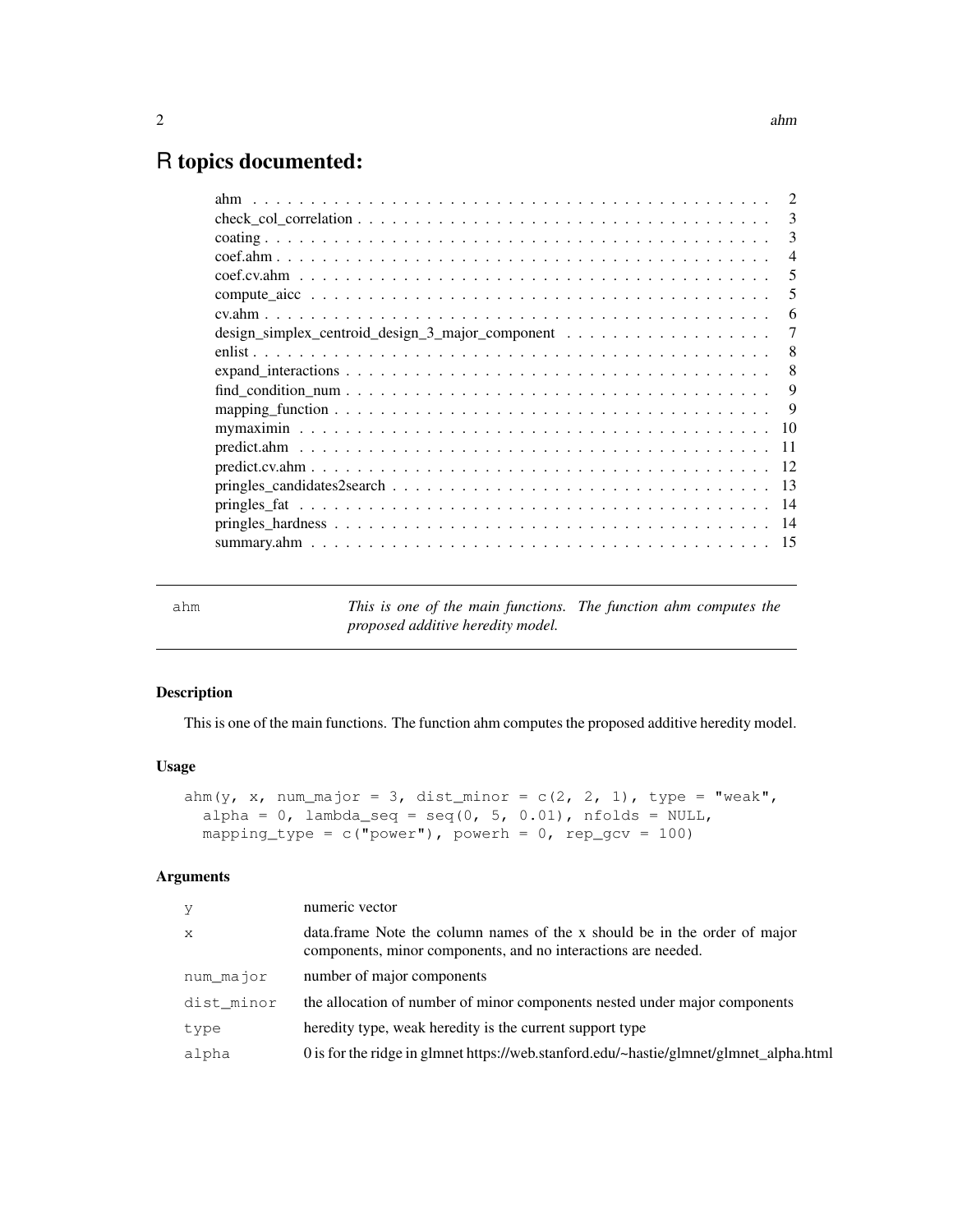# R topics documented:

| | |
|---|---|
| ahm | 2 |
| check_col_correlation | 3 |
| coating | 3 |
| coef.ahm | 4 |
| coef.cv.ahm | 5 |
| compute_aicc | 5 |
| cv.ahm | 6 |
| design_simplex_centroid_design_3_major_component | 7 |
| enlist | 8 |
| expand_interactions | 8 |
| find_condition_num | 9 |
| mapping_function | 9 |
| mymaximin | 10 |
| predict.ahm | 11 |
| predict.cv.ahm | 12 |
| pringles_candidates2search | 13 |
| pringles_fat | 14 |
| pringles_hardness | 14 |
| summary.ahm | 15 |

---

`ahm` *This is one of the main functions. The function ahm computes the proposed additive heredity model.*

---

### Description

This is one of the main functions. The function ahm computes the proposed additive heredity model.

### Usage

```
ahm(y, x, num_major = 3, dist_minor = c(2, 2, 1), type = "weak",
  alpha = 0, lambda_seq = seq(0, 5, 0.01), nfolds = NULL,
  mapping_type = c("power"), powerh = 0, rep_gcv = 100)
```

### Arguments

| | |
|---|---|
| `y` | numeric vector |
| `x` | data.frame Note the column names of the x should be in the order of major components, minor components, and no interactions are needed. |
| `num_major` | number of major components |
| `dist_minor` | the allocation of number of minor components nested under major components |
| `type` | heredity type, weak heredity is the current support type |
| `alpha` | 0 is for the ridge in glmnet https://web.stanford.edu/~hastie/glmnet/glmnet_alpha.html |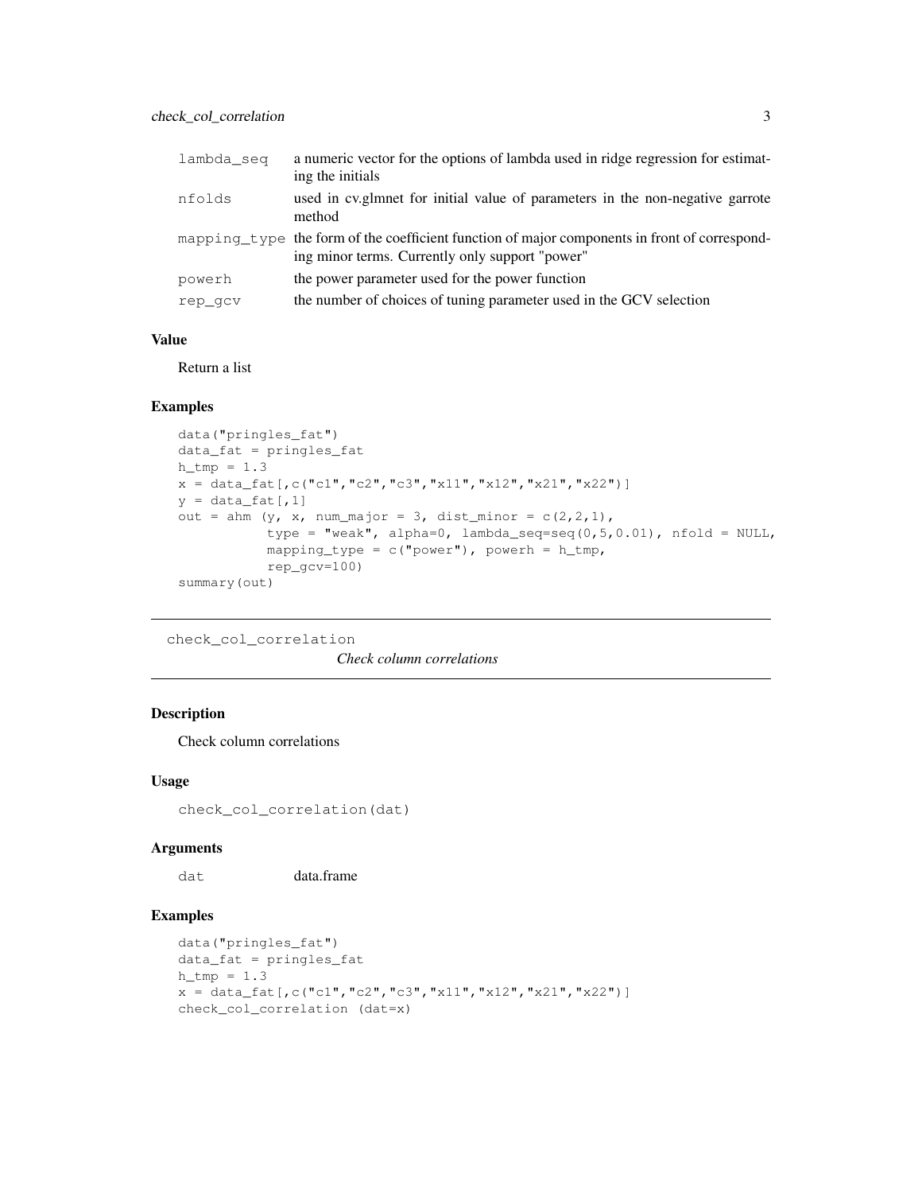| | |
|---|---|
| lambda_seq | a numeric vector for the options of lambda used in ridge regression for estimating the initials |
| nfolds | used in cv.glmnet for initial value of parameters in the non-negative garrote method |
| mapping_type | the form of the coefficient function of major components in front of corresponding minor terms. Currently only support "power" |
| powerh | the power parameter used for the power function |
| rep_gcv | the number of choices of tuning parameter used in the GCV selection |

### Value

Return a list

### Examples

```
data("pringles_fat")
data_fat = pringles_fat
h_tmp = 1.3
x = data_fat[,c("c1","c2","c3","x11","x12","x21","x22")]
y = data_fat[,1]
out = ahm (y, x, num_major = 3, dist_minor = c(2,2,1),
           type = "weak", alpha=0, lambda_seq=seq(0,5,0.01), nfold = NULL,
           mapping_type = c("power"), powerh = h_tmp,
           rep_gcv=100)
summary(out)
```

---

## check_col_correlation *Check column correlations*

### Description

Check column correlations

### Usage

```
check_col_correlation(dat)
```

### Arguments

| | |
|---|---|
| dat | data.frame |

### Examples

```
data("pringles_fat")
data_fat = pringles_fat
h_tmp = 1.3
x = data_fat[,c("c1","c2","c3","x11","x12","x21","x22")]
check_col_correlation (dat=x)
```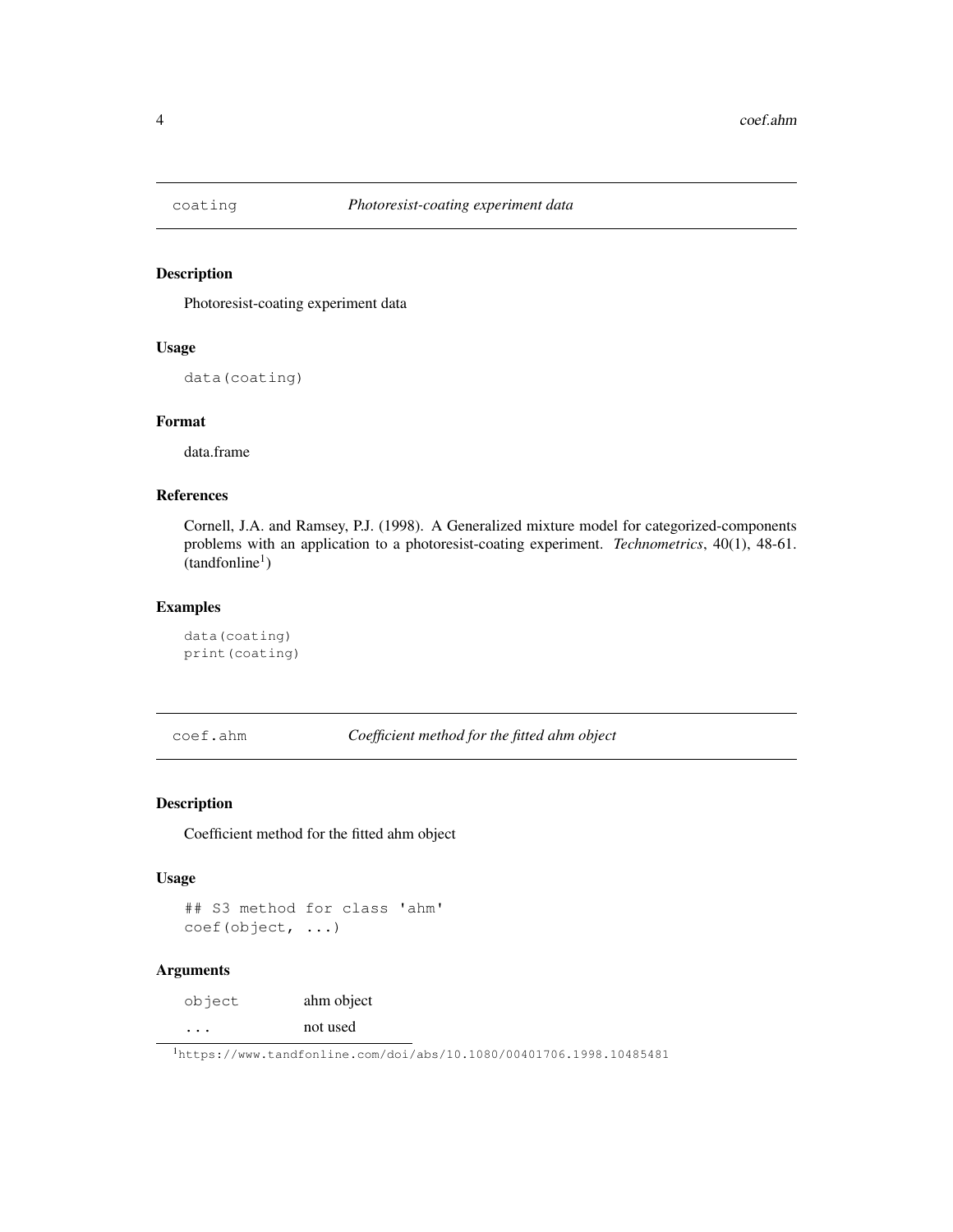## coating *Photoresist-coating experiment data*

### Description

Photoresist-coating experiment data

### Usage

```
data(coating)
```

### Format

data.frame

### References

Cornell, J.A. and Ramsey, P.J. (1998). A Generalized mixture model for categorized-components problems with an application to a photoresist-coating experiment. *Technometrics*, 40(1), 48-61. (tandfonline[1])

### Examples

```
data(coating)
print(coating)
```

## coef.ahm *Coefficient method for the fitted ahm object*

### Description

Coefficient method for the fitted ahm object

### Usage

```
## S3 method for class 'ahm'
coef(object, ...)
```

### Arguments

| | |
|---|---|
| object | ahm object |
| ... | not used |

[1] https://www.tandfonline.com/doi/abs/10.1080/00401706.1998.10485481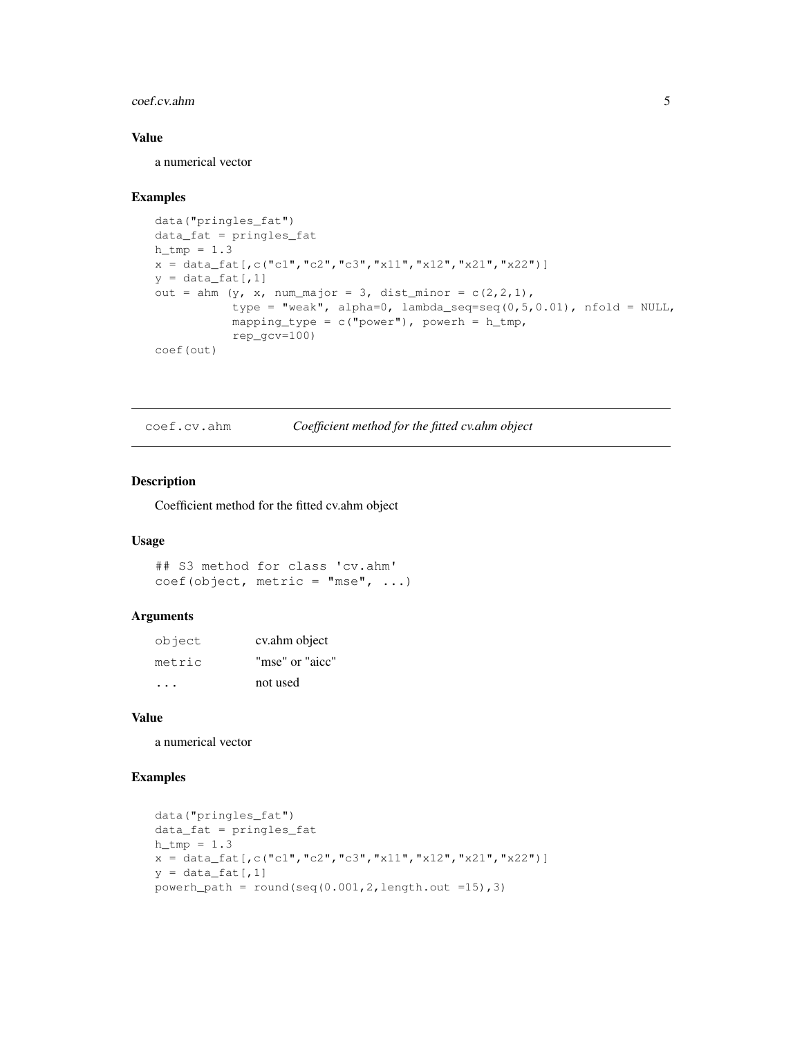### Value

a numerical vector

### Examples

```
data("pringles_fat")
data_fat = pringles_fat
h_tmp = 1.3
x = data_fat[,c("c1","c2","c3","x11","x12","x21","x22")]
y = data_fat[,1]
out = ahm (y, x, num_major = 3, dist_minor = c(2,2,1),
           type = "weak", alpha=0, lambda_seq=seq(0,5,0.01), nfold = NULL,
           mapping_type = c("power"), powerh = h_tmp,
           rep_gcv=100)
coef(out)
```

---

## coef.cv.ahm *Coefficient method for the fitted cv.ahm object*

### Description

Coefficient method for the fitted cv.ahm object

### Usage

```
## S3 method for class 'cv.ahm'
coef(object, metric = "mse", ...)
```

### Arguments

| | |
|---|---|
| object | cv.ahm object |
| metric | "mse" or "aicc" |
| ... | not used |

### Value

a numerical vector

### Examples

```
data("pringles_fat")
data_fat = pringles_fat
h_tmp = 1.3
x = data_fat[,c("c1","c2","c3","x11","x12","x21","x22")]
y = data_fat[,1]
powerh_path = round(seq(0.001,2,length.out =15),3)
```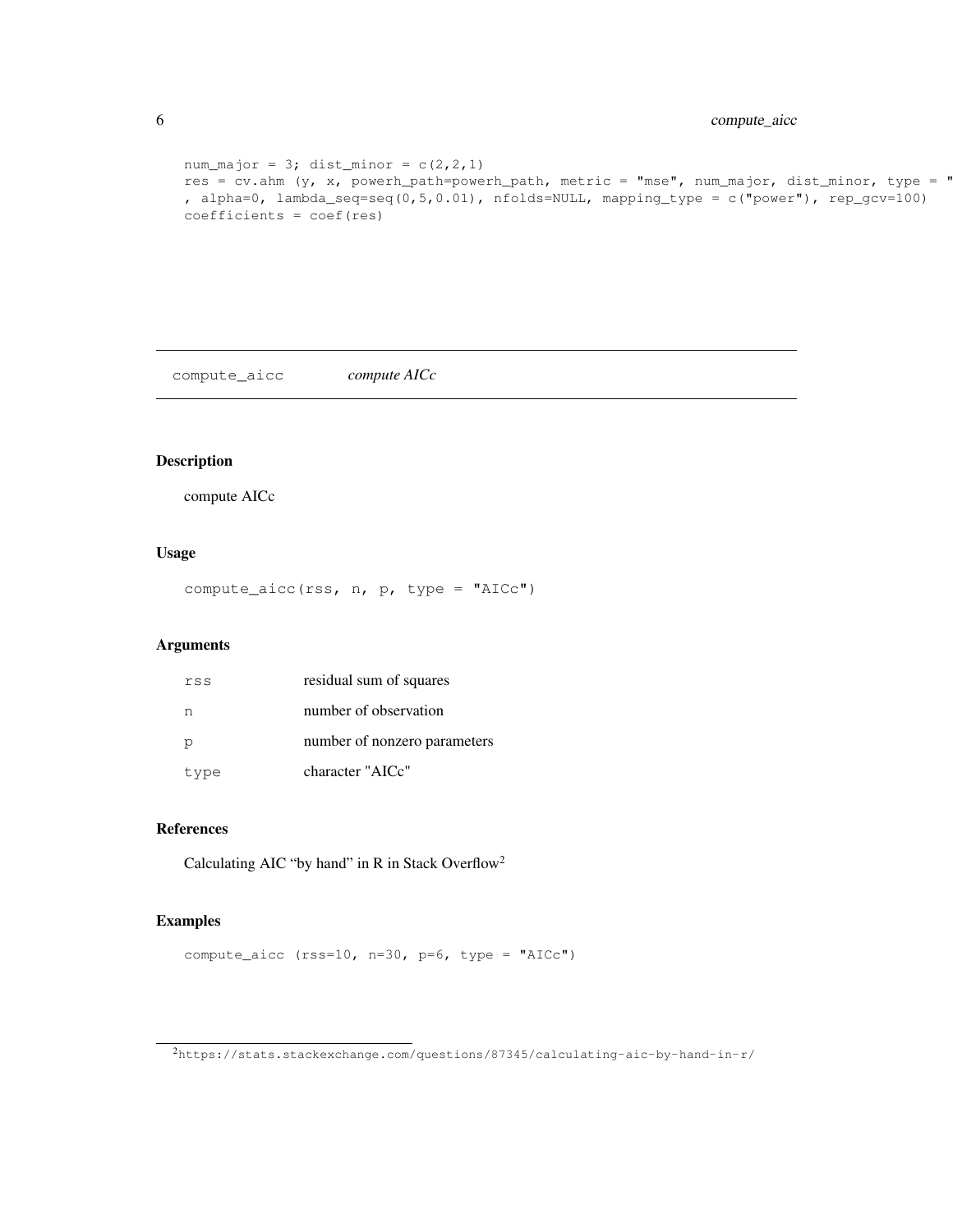```
num_major = 3; dist_minor = c(2,2,1)
res = cv.ahm (y, x, powerh_path=powerh_path, metric = "mse", num_major, dist_minor, type = "
, alpha=0, lambda_seq=seq(0,5,0.01), nfolds=NULL, mapping_type = c("power"), rep_gcv=100)
coefficients = coef(res)
```

---

## compute_aicc — *compute AICc*

---

### Description

compute AICc

### Usage

```
compute_aicc(rss, n, p, type = "AICc")
```

### Arguments

| | |
|---|---|
| `rss` | residual sum of squares |
| `n` | number of observation |
| `p` | number of nonzero parameters |
| `type` | character "AICc" |

### References

Calculating AIC “by hand” in R in Stack Overflow[2]

### Examples

```
compute_aicc (rss=10, n=30, p=6, type = "AICc")
```

[2] https://stats.stackexchange.com/questions/87345/calculating-aic-by-hand-in-r/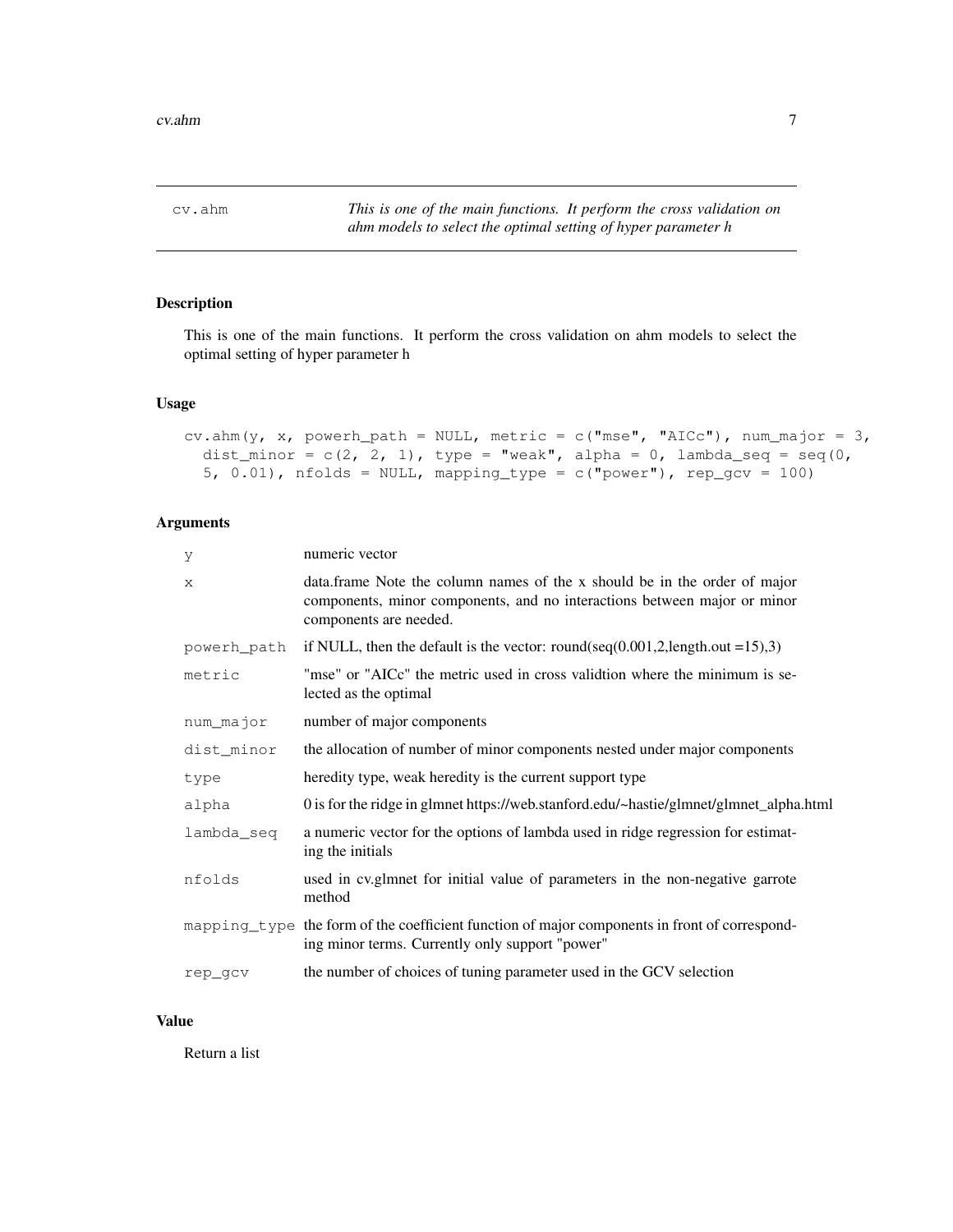`cv.ahm` *This is one of the main functions. It perform the cross validation on ahm models to select the optimal setting of hyper parameter h*

## Description

This is one of the main functions. It perform the cross validation on ahm models to select the optimal setting of hyper parameter h

## Usage

```
cv.ahm(y, x, powerh_path = NULL, metric = c("mse", "AICc"), num_major = 3,
  dist_minor = c(2, 2, 1), type = "weak", alpha = 0, lambda_seq = seq(0,
  5, 0.01), nfolds = NULL, mapping_type = c("power"), rep_gcv = 100)
```

## Arguments

| | |
|---|---|
| `y` | numeric vector |
| `x` | data.frame Note the column names of the x should be in the order of major components, minor components, and no interactions between major or minor components are needed. |
| `powerh_path` | if NULL, then the default is the vector: round(seq(0.001,2,length.out =15),3) |
| `metric` | "mse" or "AICc" the metric used in cross validtion where the minimum is selected as the optimal |
| `num_major` | number of major components |
| `dist_minor` | the allocation of number of minor components nested under major components |
| `type` | heredity type, weak heredity is the current support type |
| `alpha` | 0 is for the ridge in glmnet https://web.stanford.edu/~hastie/glmnet/glmnet_alpha.html |
| `lambda_seq` | a numeric vector for the options of lambda used in ridge regression for estimating the initials |
| `nfolds` | used in cv.glmnet for initial value of parameters in the non-negative garrote method |
| `mapping_type` | the form of the coefficient function of major components in front of corresponding minor terms. Currently only support "power" |
| `rep_gcv` | the number of choices of tuning parameter used in the GCV selection |

## Value

Return a list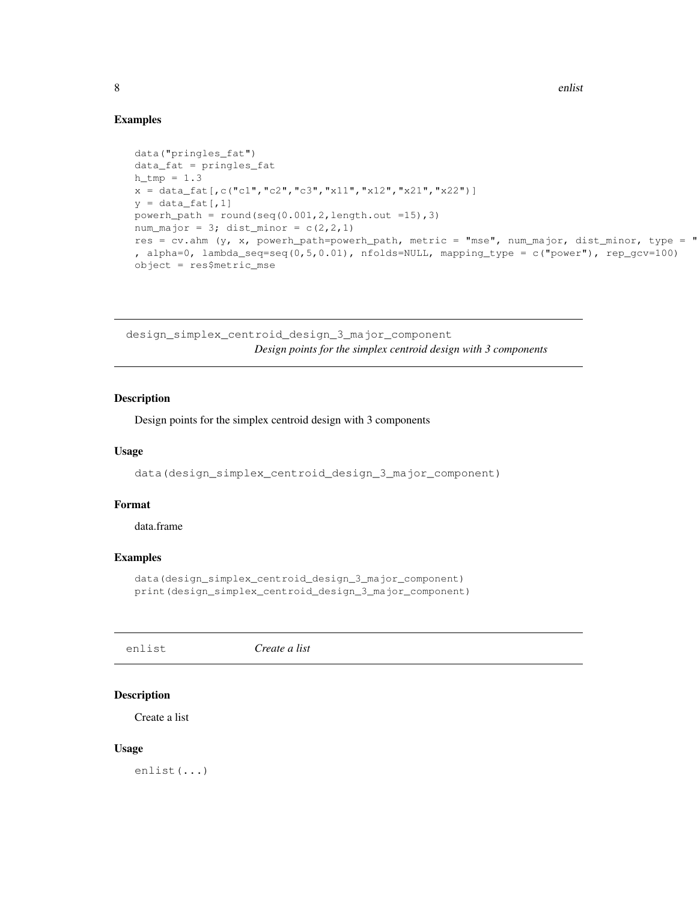### Examples

```
data("pringles_fat")
data_fat = pringles_fat
h_tmp = 1.3
x = data_fat[,c("c1","c2","c3","x11","x12","x21","x22")]
y = data_fat[,1]
powerh_path = round(seq(0.001,2,length.out =15),3)
num_major = 3; dist_minor = c(2,2,1)
res = cv.ahm (y, x, powerh_path=powerh_path, metric = "mse", num_major, dist_minor, type = "
, alpha=0, lambda_seq=seq(0,5,0.01), nfolds=NULL, mapping_type = c("power"), rep_gcv=100)
object = res$metric_mse
```

---

## design_simplex_centroid_design_3_major_component

*Design points for the simplex centroid design with 3 components*

### Description

Design points for the simplex centroid design with 3 components

### Usage

```
data(design_simplex_centroid_design_3_major_component)
```

### Format

data.frame

### Examples

```
data(design_simplex_centroid_design_3_major_component)
print(design_simplex_centroid_design_3_major_component)
```

---

## enlist

*Create a list*

### Description

Create a list

### Usage

```
enlist(...)
```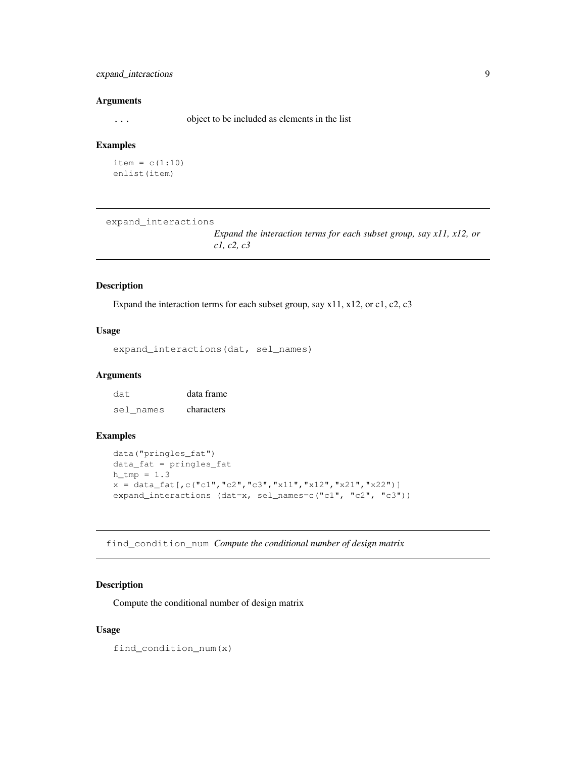### Arguments

| | |
|---|---|
| `...` | object to be included as elements in the list |

### Examples

```
item = c(1:10)
enlist(item)
```

---

## expand_interactions *Expand the interaction terms for each subset group, say x11, x12, or c1, c2, c3*

### Description

Expand the interaction terms for each subset group, say x11, x12, or c1, c2, c3

### Usage

```
expand_interactions(dat, sel_names)
```

### Arguments

| | |
|---|---|
| `dat` | data frame |
| `sel_names` | characters |

### Examples

```
data("pringles_fat")
data_fat = pringles_fat
h_tmp = 1.3
x = data_fat[,c("c1","c2","c3","x11","x12","x21","x22")]
expand_interactions (dat=x, sel_names=c("c1", "c2", "c3"))
```

---

## find_condition_num *Compute the conditional number of design matrix*

### Description

Compute the conditional number of design matrix

### Usage

```
find_condition_num(x)
```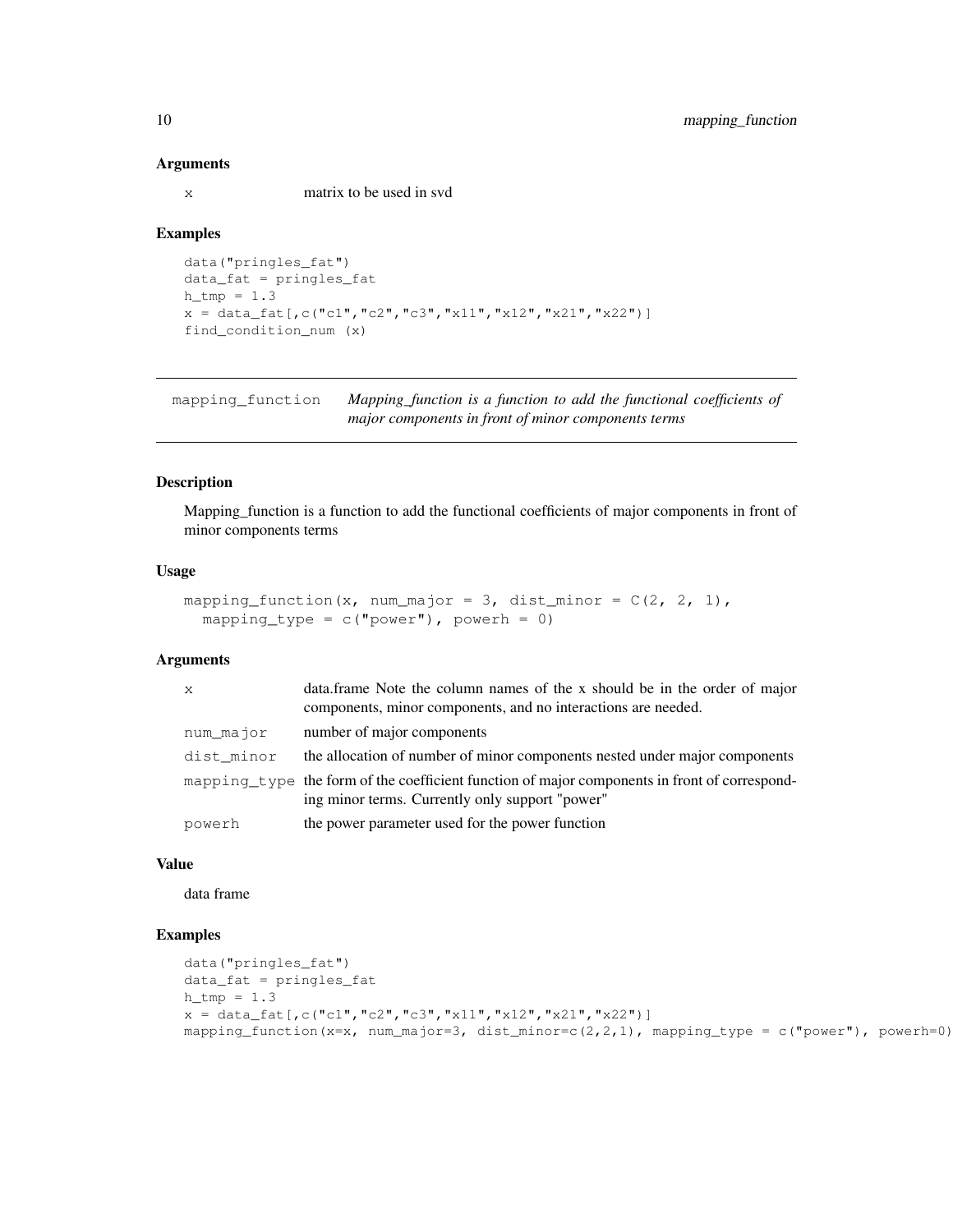### Arguments

| | |
|---|---|
| x | matrix to be used in svd |

### Examples

```
data("pringles_fat")
data_fat = pringles_fat
h_tmp = 1.3
x = data_fat[,c("c1","c2","c3","x11","x12","x21","x22")]
find_condition_num (x)
```

---

## mapping_function

*Mapping_function is a function to add the functional coefficients of major components in front of minor components terms*

### Description

Mapping_function is a function to add the functional coefficients of major components in front of minor components terms

### Usage

```
mapping_function(x, num_major = 3, dist_minor = C(2, 2, 1),
  mapping_type = c("power"), powerh = 0)
```

### Arguments

| | |
|---|---|
| x | data.frame Note the column names of the x should be in the order of major components, minor components, and no interactions are needed. |
| num_major | number of major components |
| dist_minor | the allocation of number of minor components nested under major components |
| mapping_type | the form of the coefficient function of major components in front of corresponding minor terms. Currently only support "power" |
| powerh | the power parameter used for the power function |

### Value

data frame

### Examples

```
data("pringles_fat")
data_fat = pringles_fat
h_tmp = 1.3
x = data_fat[,c("c1","c2","c3","x11","x12","x21","x22")]
mapping_function(x=x, num_major=3, dist_minor=c(2,2,1), mapping_type = c("power"), powerh=0)
```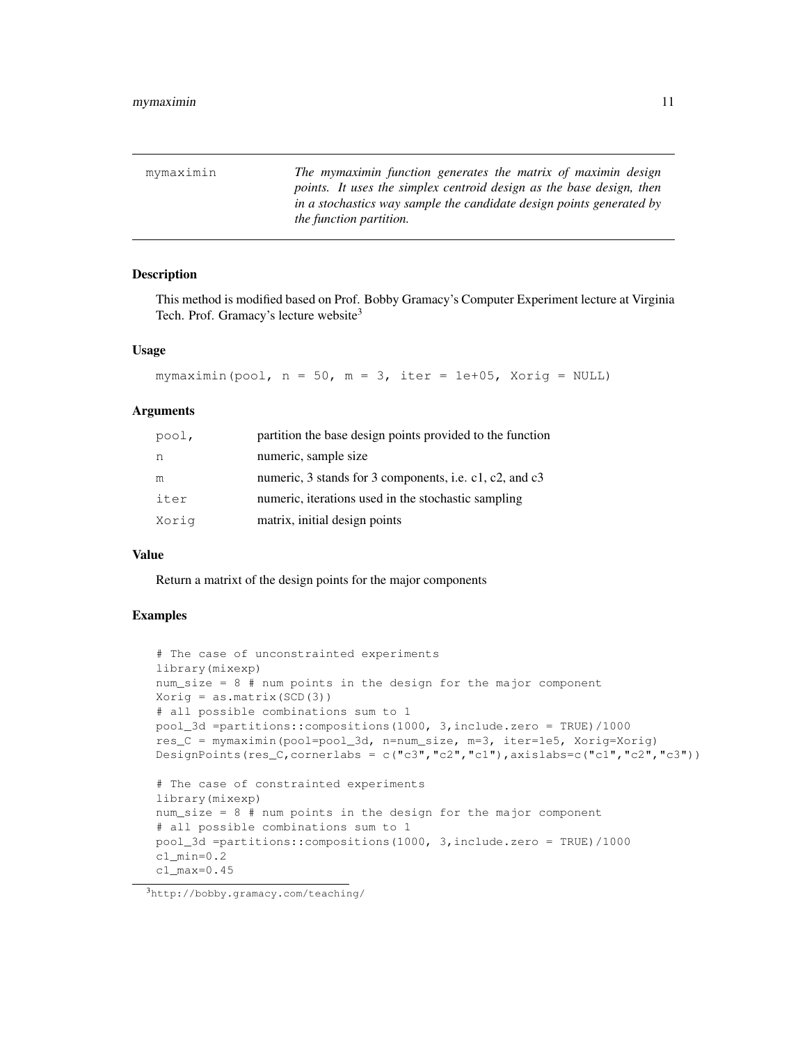# mymaximin

*The mymaximin function generates the matrix of maximin design points. It uses the simplex centroid design as the base design, then in a stochastics way sample the candidate design points generated by the function partition.*

## Description

This method is modified based on Prof. Bobby Gramacy's Computer Experiment lecture at Virginia Tech. Prof. Gramacy's lecture website[3]

## Usage

```
mymaximin(pool, n = 50, m = 3, iter = 1e+05, Xorig = NULL)
```

## Arguments

| | |
|---|---|
| pool, | partition the base design points provided to the function |
| n | numeric, sample size |
| m | numeric, 3 stands for 3 components, i.e. c1, c2, and c3 |
| iter | numeric, iterations used in the stochastic sampling |
| Xorig | matrix, initial design points |

## Value

Return a matrixt of the design points for the major components

## Examples

```
# The case of unconstrainted experiments
library(mixexp)
num_size = 8 # num points in the design for the major component
Xorig = as.matrix(SCD(3))
# all possible combinations sum to 1
pool_3d =partitions::compositions(1000, 3,include.zero = TRUE)/1000
res_C = mymaximin(pool=pool_3d, n=num_size, m=3, iter=1e5, Xorig=Xorig)
DesignPoints(res_C,cornerlabs = c("c3","c2","c1"),axislabs=c("c1","c2","c3"))

# The case of constrainted experiments
library(mixexp)
num_size = 8 # num points in the design for the major component
# all possible combinations sum to 1
pool_3d =partitions::compositions(1000, 3,include.zero = TRUE)/1000
c1_min=0.2
c1_max=0.45
```

[3] http://bobby.gramacy.com/teaching/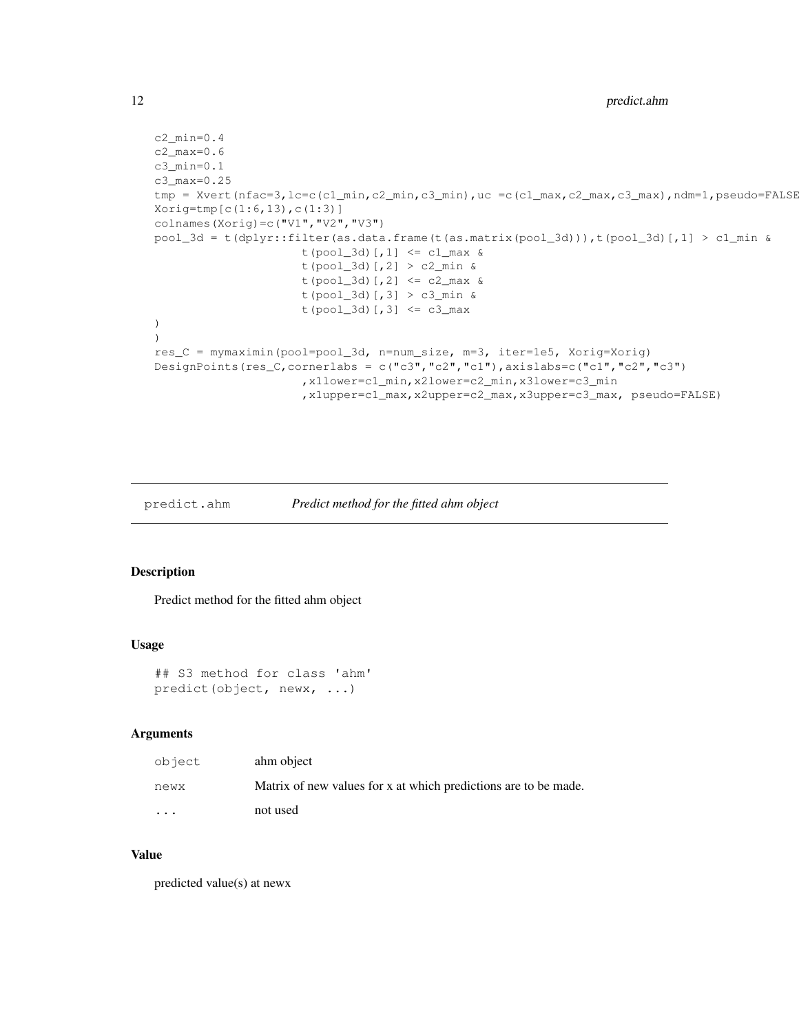```
c2_min=0.4
c2_max=0.6
c3_min=0.1
c3_max=0.25
tmp = Xvert(nfac=3,lc=c(c1_min,c2_min,c3_min),uc =c(c1_max,c2_max,c3_max),ndm=1,pseudo=FALSE
Xorig=tmp[c(1:6,13),c(1:3)]
colnames(Xorig)=c("V1","V2","V3")
pool_3d = t(dplyr::filter(as.data.frame(t(as.matrix(pool_3d))),t(pool_3d)[,1] > c1_min &
                     t(pool_3d)[,1] <= c1_max &
                     t(pool_3d)[,2] > c2_min &
                     t(pool_3d)[,2] <= c2_max &
                     t(pool_3d)[,3] > c3_min &
                     t(pool_3d)[,3] <= c3_max
)
)
res_C = mymaximin(pool=pool_3d, n=num_size, m=3, iter=1e5, Xorig=Xorig)
DesignPoints(res_C,cornerlabs = c("c3","c2","c1"),axislabs=c("c1","c2","c3")
                     ,x1lower=c1_min,x2lower=c2_min,x3lower=c3_min
                     ,x1upper=c1_max,x2upper=c2_max,x3upper=c3_max, pseudo=FALSE)
```

## predict.ahm — *Predict method for the fitted ahm object*

### Description

Predict method for the fitted ahm object

### Usage

```
## S3 method for class 'ahm'
predict(object, newx, ...)
```

### Arguments

| | |
|---|---|
| object | ahm object |
| newx | Matrix of new values for x at which predictions are to be made. |
| ... | not used |

### Value

predicted value(s) at newx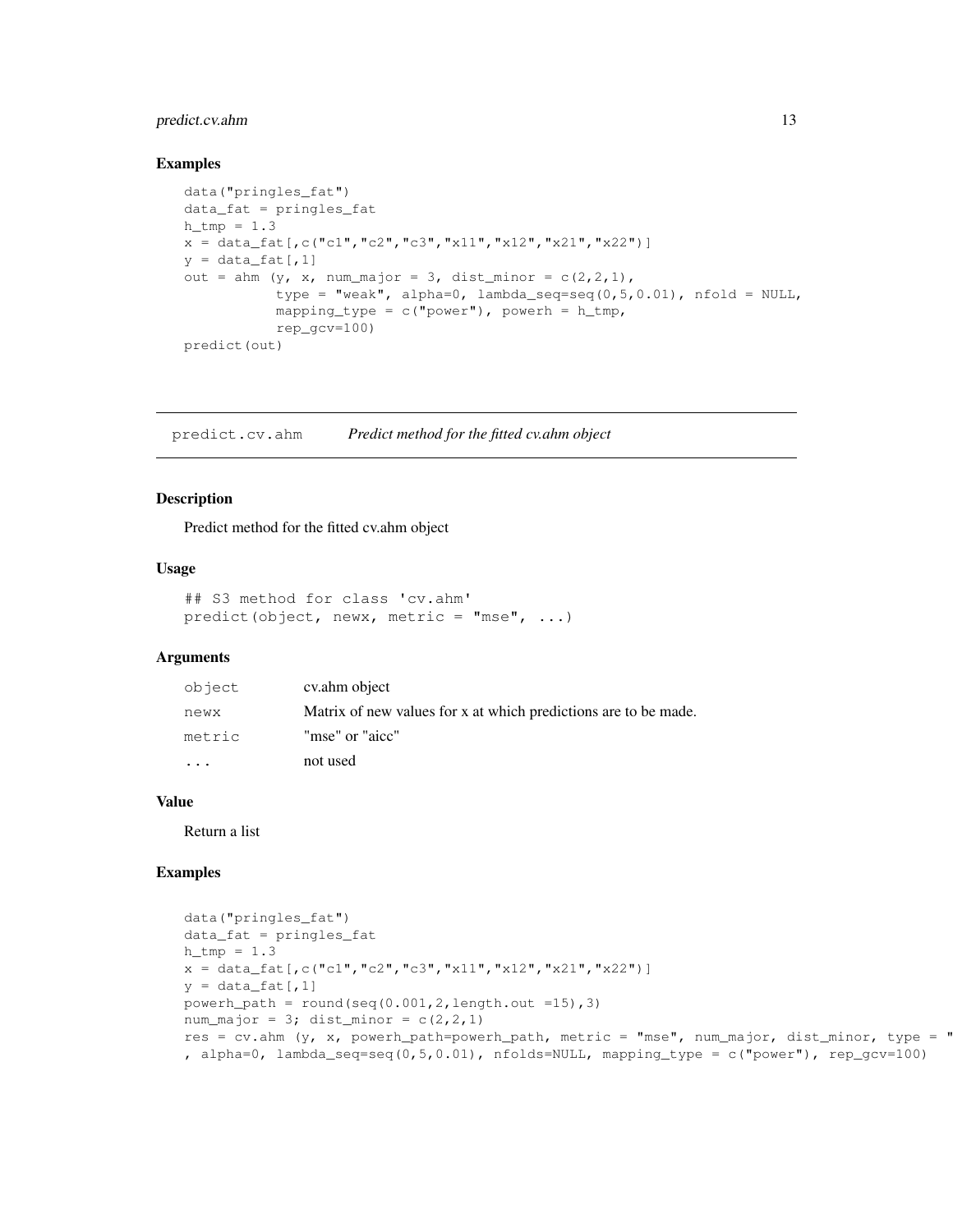### Examples

```
data("pringles_fat")
data_fat = pringles_fat
h_tmp = 1.3
x = data_fat[,c("c1","c2","c3","x11","x12","x21","x22")]
y = data_fat[,1]
out = ahm (y, x, num_major = 3, dist_minor = c(2,2,1),
           type = "weak", alpha=0, lambda_seq=seq(0,5,0.01), nfold = NULL,
           mapping_type = c("power"), powerh = h_tmp,
           rep_gcv=100)
predict(out)
```

---

## predict.cv.ahm *Predict method for the fitted cv.ahm object*

### Description

Predict method for the fitted cv.ahm object

### Usage

```
## S3 method for class 'cv.ahm'
predict(object, newx, metric = "mse", ...)
```

### Arguments

| | |
|---|---|
| object | cv.ahm object |
| newx | Matrix of new values for x at which predictions are to be made. |
| metric | "mse" or "aicc" |
| ... | not used |

### Value

Return a list

### Examples

```
data("pringles_fat")
data_fat = pringles_fat
h_tmp = 1.3
x = data_fat[,c("c1","c2","c3","x11","x12","x21","x22")]
y = data_fat[,1]
powerh_path = round(seq(0.001,2,length.out =15),3)
num_major = 3; dist_minor = c(2,2,1)
res = cv.ahm (y, x, powerh_path=powerh_path, metric = "mse", num_major, dist_minor, type = "
, alpha=0, lambda_seq=seq(0,5,0.01), nfolds=NULL, mapping_type = c("power"), rep_gcv=100)
```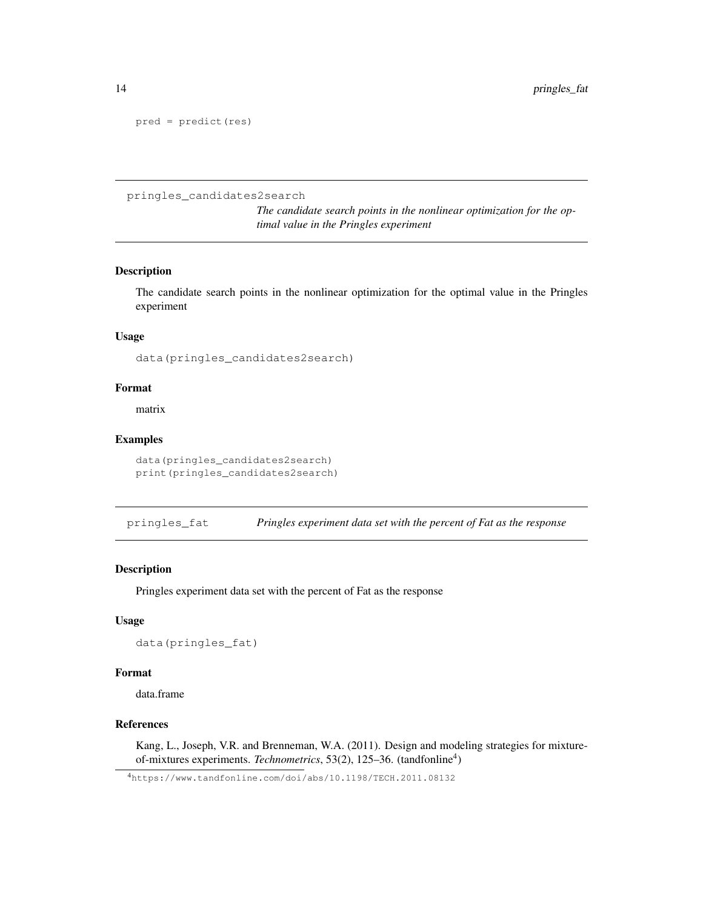```
pred = predict(res)
```

## pringles_candidates2search

*The candidate search points in the nonlinear optimization for the optimal value in the Pringles experiment*

### Description

The candidate search points in the nonlinear optimization for the optimal value in the Pringles experiment

### Usage

```
data(pringles_candidates2search)
```

### Format

matrix

### Examples

```
data(pringles_candidates2search)
print(pringles_candidates2search)
```

## pringles_fat

*Pringles experiment data set with the percent of Fat as the response*

### Description

Pringles experiment data set with the percent of Fat as the response

### Usage

```
data(pringles_fat)
```

### Format

data.frame

### References

Kang, L., Joseph, V.R. and Brenneman, W.A. (2011). Design and modeling strategies for mixture-of-mixtures experiments. *Technometrics*, 53(2), 125–36. (tandfonline[4])

[4] https://www.tandfonline.com/doi/abs/10.1198/TECH.2011.08132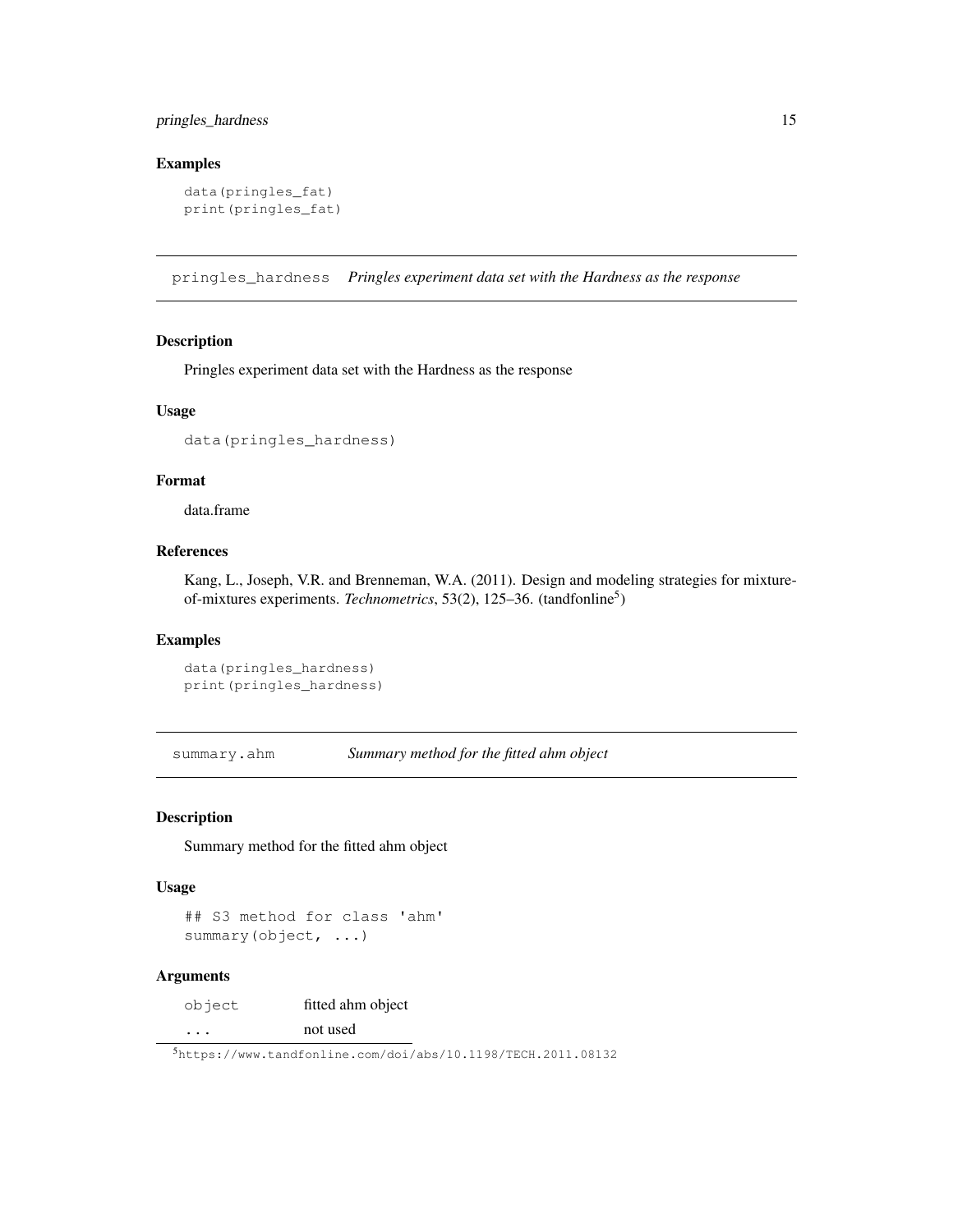## Examples

```
data(pringles_fat)
print(pringles_fat)
```

---

## pringles_hardness *Pringles experiment data set with the Hardness as the response*

### Description

Pringles experiment data set with the Hardness as the response

### Usage

```
data(pringles_hardness)
```

### Format

data.frame

### References

Kang, L., Joseph, V.R. and Brenneman, W.A. (2011). Design and modeling strategies for mixture-of-mixtures experiments. *Technometrics*, 53(2), 125–36. (tandfonline[5])

### Examples

```
data(pringles_hardness)
print(pringles_hardness)
```

---

## summary.ahm *Summary method for the fitted ahm object*

### Description

Summary method for the fitted ahm object

### Usage

```
## S3 method for class 'ahm'
summary(object, ...)
```

### Arguments

| | |
|---|---|
| object | fitted ahm object |
| ... | not used |

[5] https://www.tandfonline.com/doi/abs/10.1198/TECH.2011.08132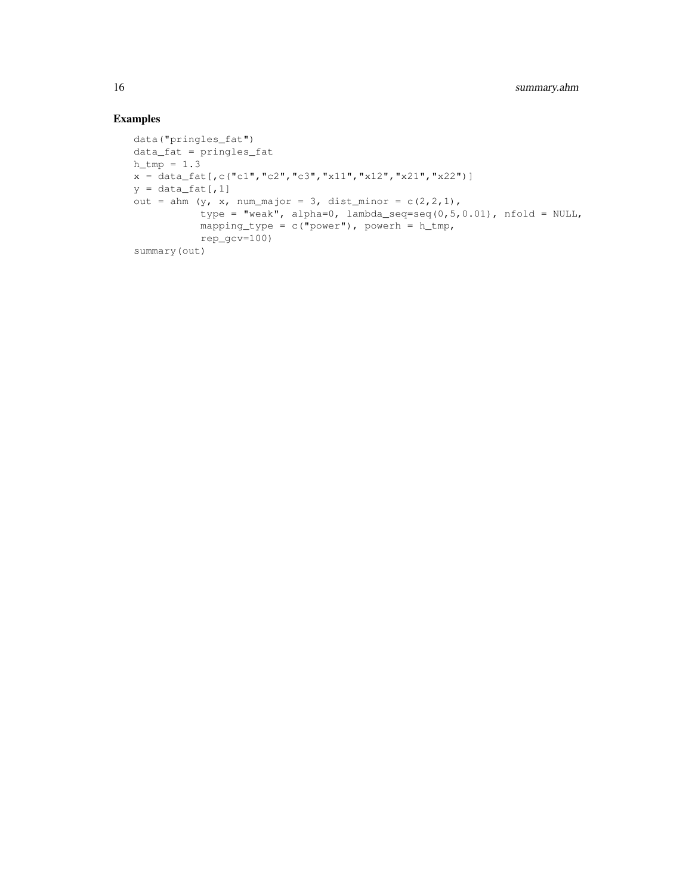## Examples

```
data("pringles_fat")
data_fat = pringles_fat
h_tmp = 1.3
x = data_fat[,c("c1","c2","c3","x11","x12","x21","x22")]
y = data_fat[,1]
out = ahm (y, x, num_major = 3, dist_minor = c(2,2,1),
           type = "weak", alpha=0, lambda_seq=seq(0,5,0.01), nfold = NULL,
           mapping_type = c("power"), powerh = h_tmp,
           rep_gcv=100)
summary(out)
```